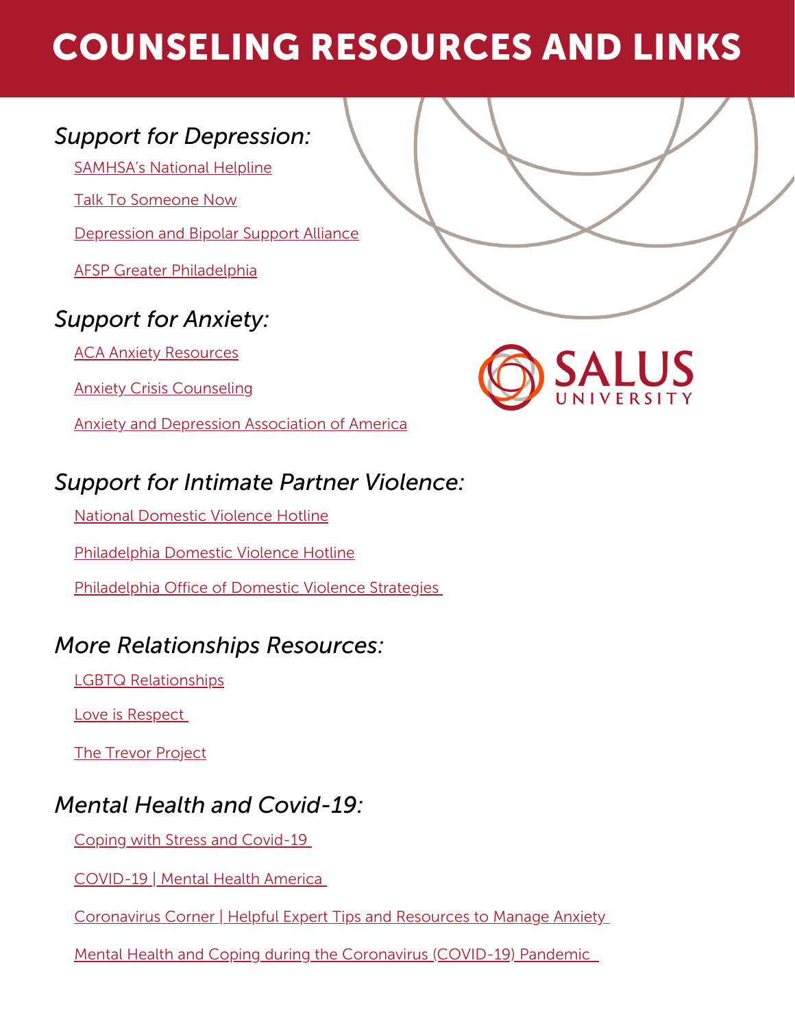# COUNSELING RESOURCES AND LINKS

## *Support for Depression:*

- SAMHSA's National Helpline
- Talk To Someone Now
- Depression and Bipolar Support Alliance
- AFSP Greater Philadelphia

## *Support for Anxiety:*

- ACA Anxiety Resources
- Anxiety Crisis Counseling
- Anxiety and Depression Association of America

## *Support for Intimate Partner Violence:*

- National Domestic Violence Hotline
- Philadelphia Domestic Violence Hotline
- Philadelphia Office of Domestic Violence Strategies

## *More Relationships Resources:*

- LGBTQ Relationships
- Love is Respect
- The Trevor Project

## *Mental Health and Covid-19:*

- Coping with Stress and Covid-19
- COVID-19 | Mental Health America
- Coronavirus Corner | Helpful Expert Tips and Resources to Manage Anxiety
- Mental Health and Coping during the Coronavirus (COVID-19) Pandemic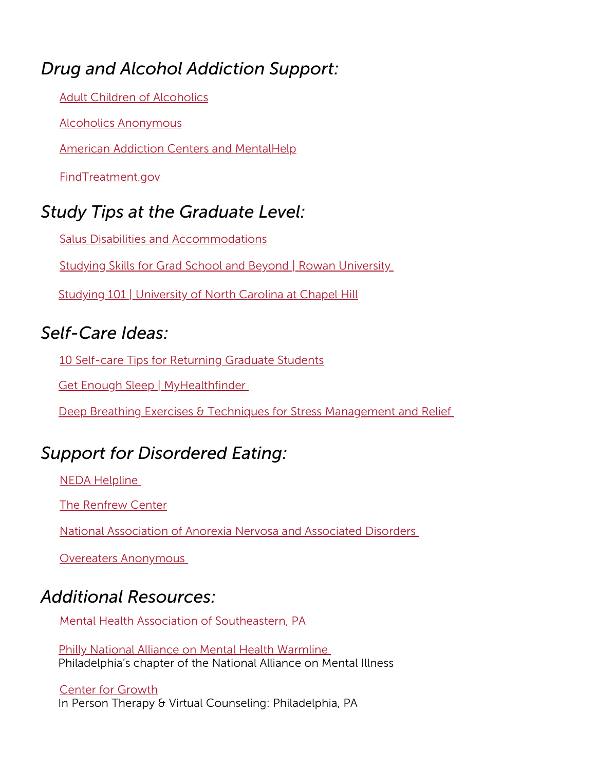## *Drug and Alcohol Addiction Support:*

Adult Children of Alcoholics

Alcoholics Anonymous

American Addiction Centers and MentalHelp

FindTreatment.gov

## *Study Tips at the Graduate Level:*

Salus Disabilities and Accommodations

Studying Skills for Grad School and Beyond | Rowan University

Studying 101 | University of North Carolina at Chapel Hill

## *Self-Care Ideas:*

10 Self-care Tips for Returning Graduate Students

Get Enough Sleep | MyHealthfinder

Deep Breathing Exercises & Techniques for Stress Management and Relief

## *Support for Disordered Eating:*

NEDA Helpline

The Renfrew Center

National Association of Anorexia Nervosa and Associated Disorders

Overeaters Anonymous

## *Additional Resources:*

Mental Health Association of Southeastern, PA

Philly National Alliance on Mental Health Warmline
Philadelphia's chapter of the National Alliance on Mental Illness

Center for Growth
In Person Therapy & Virtual Counseling: Philadelphia, PA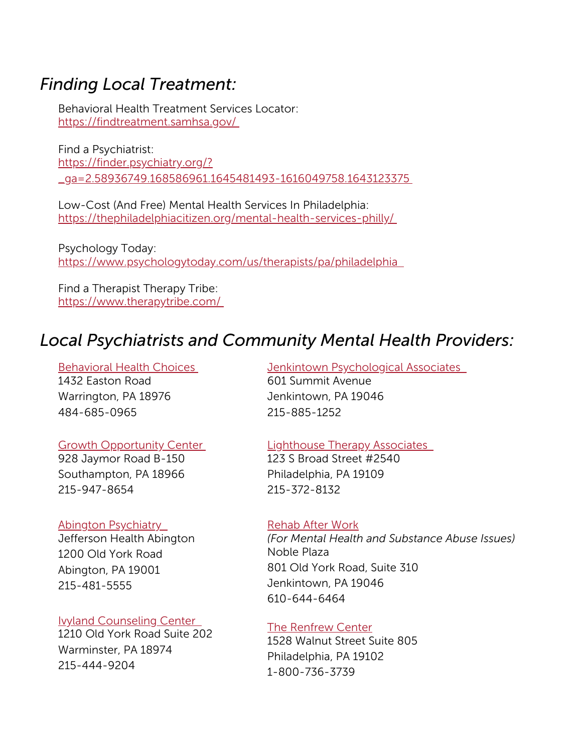## *Finding Local Treatment:*

Behavioral Health Treatment Services Locator:
https://findtreatment.samhsa.gov/

Find a Psychiatrist:
https://finder.psychiatry.org/?_ga=2.58936749.168586961.1645481493-1616049758.1643123375

Low-Cost (And Free) Mental Health Services In Philadelphia:
https://thephiladelphiacitizen.org/mental-health-services-philly/

Psychology Today:
https://www.psychologytoday.com/us/therapists/pa/philadelphia

Find a Therapist Therapy Tribe:
https://www.therapytribe.com/

## *Local Psychiatrists and Community Mental Health Providers:*

Behavioral Health Choices
1432 Easton Road
Warrington, PA 18976
484-685-0965

Growth Opportunity Center
928 Jaymor Road B-150
Southampton, PA 18966
215-947-8654

Abington Psychiatry
Jefferson Health Abington
1200 Old York Road
Abington, PA 19001
215-481-5555

Ivyland Counseling Center
1210 Old York Road Suite 202
Warminster, PA 18974
215-444-9204

Jenkintown Psychological Associates
601 Summit Avenue
Jenkintown, PA 19046
215-885-1252

Lighthouse Therapy Associates
123 S Broad Street #2540
Philadelphia, PA 19109
215-372-8132

Rehab After Work
*(For Mental Health and Substance Abuse Issues)*
Noble Plaza
801 Old York Road, Suite 310
Jenkintown, PA 19046
610-644-6464

The Renfrew Center
1528 Walnut Street Suite 805
Philadelphia, PA 19102
1-800-736-3739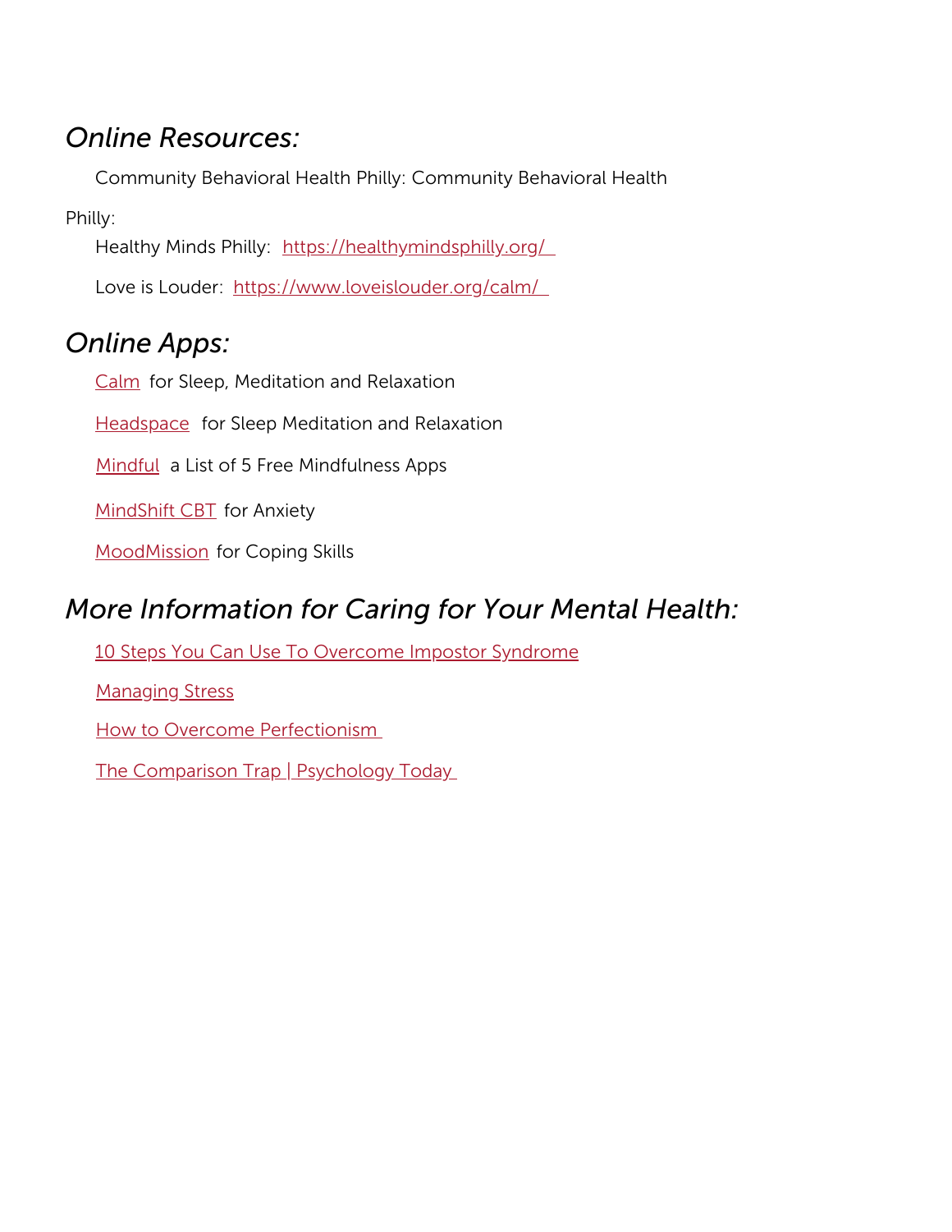## *Online Resources:*

Community Behavioral Health Philly: Community Behavioral Health Philly:

Healthy Minds Philly: https://healthymindsphilly.org/

Love is Louder: https://www.loveislouder.org/calm/

## *Online Apps:*

Calm for Sleep, Meditation and Relaxation

Headspace for Sleep Meditation and Relaxation

Mindful a List of 5 Free Mindfulness Apps

MindShift CBT for Anxiety

MoodMission for Coping Skills

## *More Information for Caring for Your Mental Health:*

10 Steps You Can Use To Overcome Impostor Syndrome

Managing Stress

How to Overcome Perfectionism

The Comparison Trap | Psychology Today